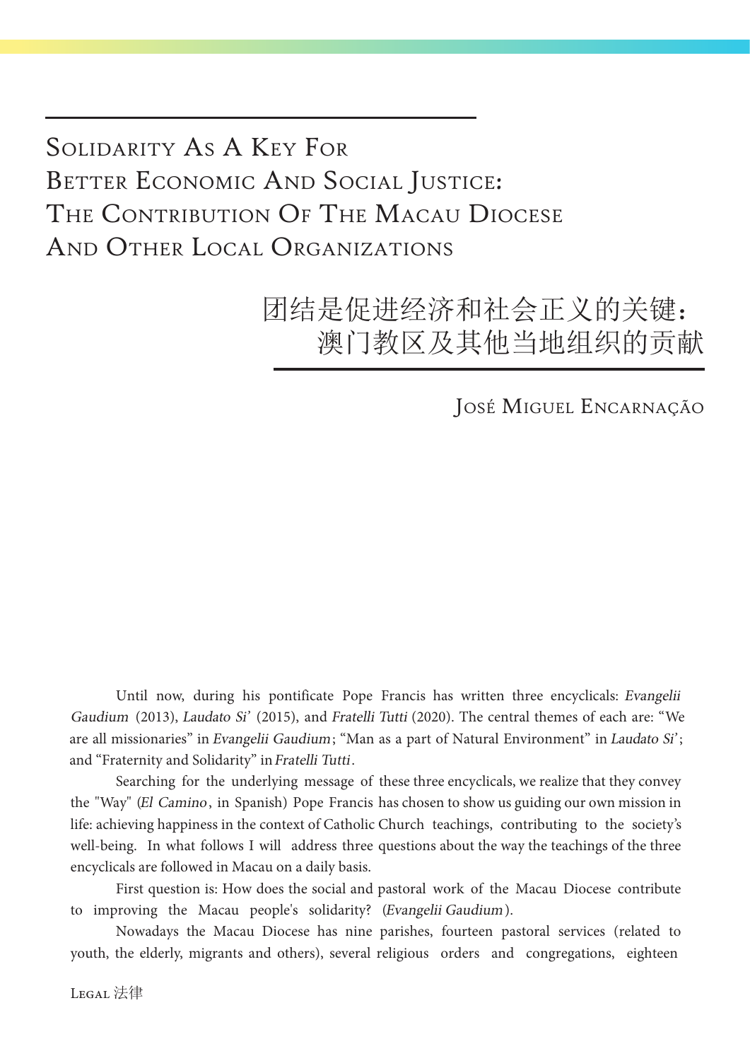# Solidarity As A Key For Better Economic And Social Justice: The Contribution Of The Macau Diocese And Other Local Organizations

# 团结是促进经济和社会正义的关键：澳门教区及其他当地组织的贡献

José Miguel Encarnação

Until now, during his pontificate Pope Francis has written three encyclicals: *Evangelii Gaudium* (2013), *Laudato Si'* (2015), and *Fratelli Tutti* (2020). The central themes of each are: "We are all missionaries" in *Evangelii Gaudium*; "Man as a part of Natural Environment" in *Laudato Si'*; and "Fraternity and Solidarity" in *Fratelli Tutti*.

Searching for the underlying message of these three encyclicals, we realize that they convey the "Way" (*El Camino*, in Spanish) Pope Francis has chosen to show us guiding our own mission in life: achieving happiness in the context of Catholic Church teachings, contributing to the society's well-being. In what follows I will address three questions about the way the teachings of the three encyclicals are followed in Macau on a daily basis.

First question is: How does the social and pastoral work of the Macau Diocese contribute to improving the Macau people's solidarity? (*Evangelii Gaudium*).

Nowadays the Macau Diocese has nine parishes, fourteen pastoral services (related to youth, the elderly, migrants and others), several religious orders and congregations, eighteen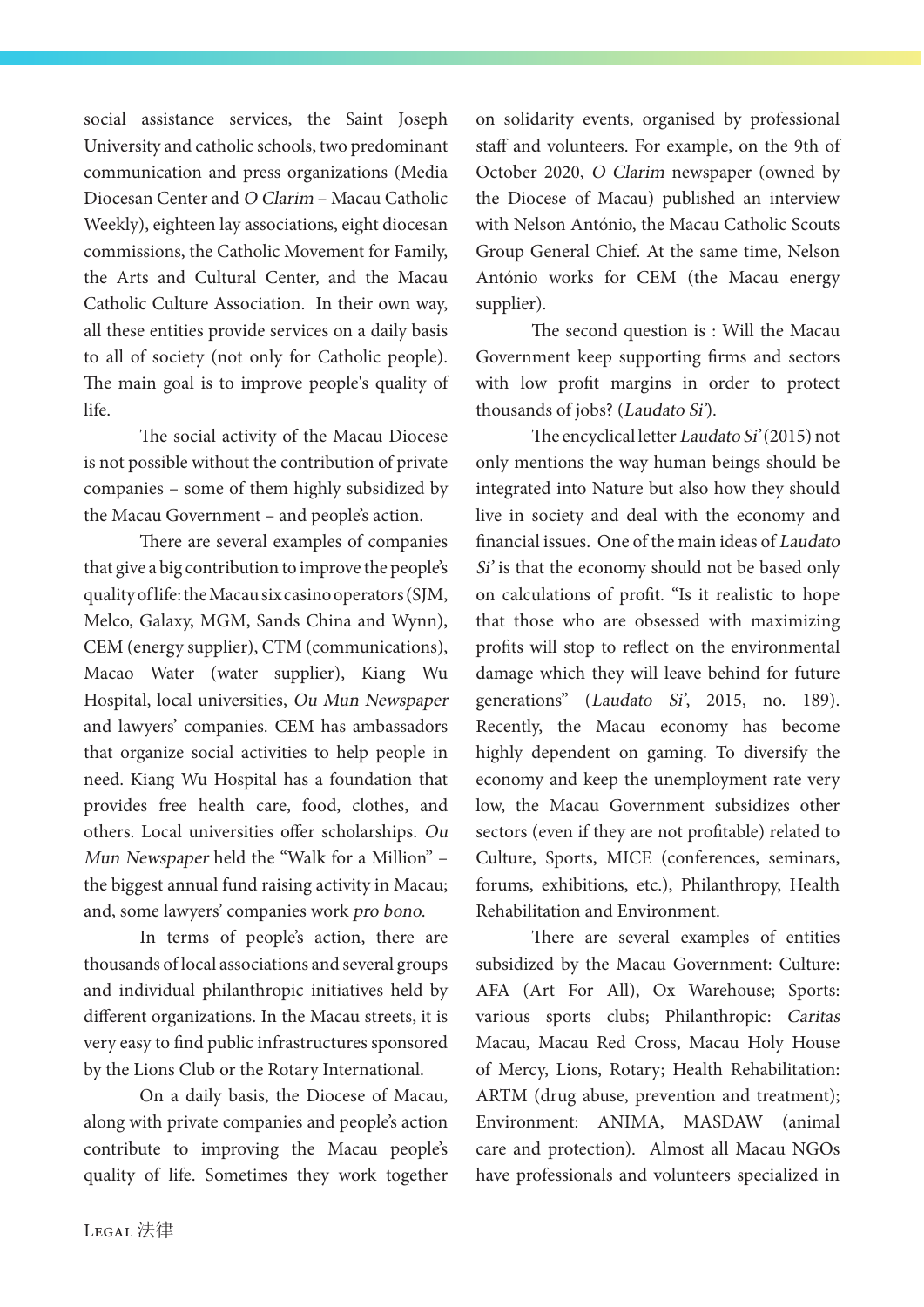social assistance services, the Saint Joseph University and catholic schools, two predominant communication and press organizations (Media Diocesan Center and *O Clarim* – Macau Catholic Weekly), eighteen lay associations, eight diocesan commissions, the Catholic Movement for Family, the Arts and Cultural Center, and the Macau Catholic Culture Association. In their own way, all these entities provide services on a daily basis to all of society (not only for Catholic people). The main goal is to improve people's quality of life.

The social activity of the Macau Diocese is not possible without the contribution of private companies – some of them highly subsidized by the Macau Government – and people's action.

There are several examples of companies that give a big contribution to improve the people's quality of life: the Macau six casino operators (SJM, Melco, Galaxy, MGM, Sands China and Wynn), CEM (energy supplier), CTM (communications), Macao Water (water supplier), Kiang Wu Hospital, local universities, *Ou Mun Newspaper* and lawyers' companies. CEM has ambassadors that organize social activities to help people in need. Kiang Wu Hospital has a foundation that provides free health care, food, clothes, and others. Local universities offer scholarships. *Ou Mun Newspaper* held the "Walk for a Million" – the biggest annual fund raising activity in Macau; and, some lawyers' companies work *pro bono*.

In terms of people's action, there are thousands of local associations and several groups and individual philanthropic initiatives held by different organizations. In the Macau streets, it is very easy to find public infrastructures sponsored by the Lions Club or the Rotary International.

On a daily basis, the Diocese of Macau, along with private companies and people's action contribute to improving the Macau people's quality of life. Sometimes they work together on solidarity events, organised by professional staff and volunteers. For example, on the 9th of October 2020, *O Clarim* newspaper (owned by the Diocese of Macau) published an interview with Nelson António, the Macau Catholic Scouts Group General Chief. At the same time, Nelson António works for CEM (the Macau energy supplier).

The second question is : Will the Macau Government keep supporting firms and sectors with low profit margins in order to protect thousands of jobs? (*Laudato Si'*).

The encyclical letter *Laudato Si'* (2015) not only mentions the way human beings should be integrated into Nature but also how they should live in society and deal with the economy and financial issues. One of the main ideas of *Laudato Si'* is that the economy should not be based only on calculations of profit. "Is it realistic to hope that those who are obsessed with maximizing profits will stop to reflect on the environmental damage which they will leave behind for future generations" (*Laudato Si'*, 2015, no. 189). Recently, the Macau economy has become highly dependent on gaming. To diversify the economy and keep the unemployment rate very low, the Macau Government subsidizes other sectors (even if they are not profitable) related to Culture, Sports, MICE (conferences, seminars, forums, exhibitions, etc.), Philanthropy, Health Rehabilitation and Environment.

There are several examples of entities subsidized by the Macau Government: Culture: AFA (Art For All), Ox Warehouse; Sports: various sports clubs; Philanthropic: *Caritas* Macau, Macau Red Cross, Macau Holy House of Mercy, Lions, Rotary; Health Rehabilitation: ARTM (drug abuse, prevention and treatment); Environment: ANIMA, MASDAW (animal care and protection). Almost all Macau NGOs have professionals and volunteers specialized in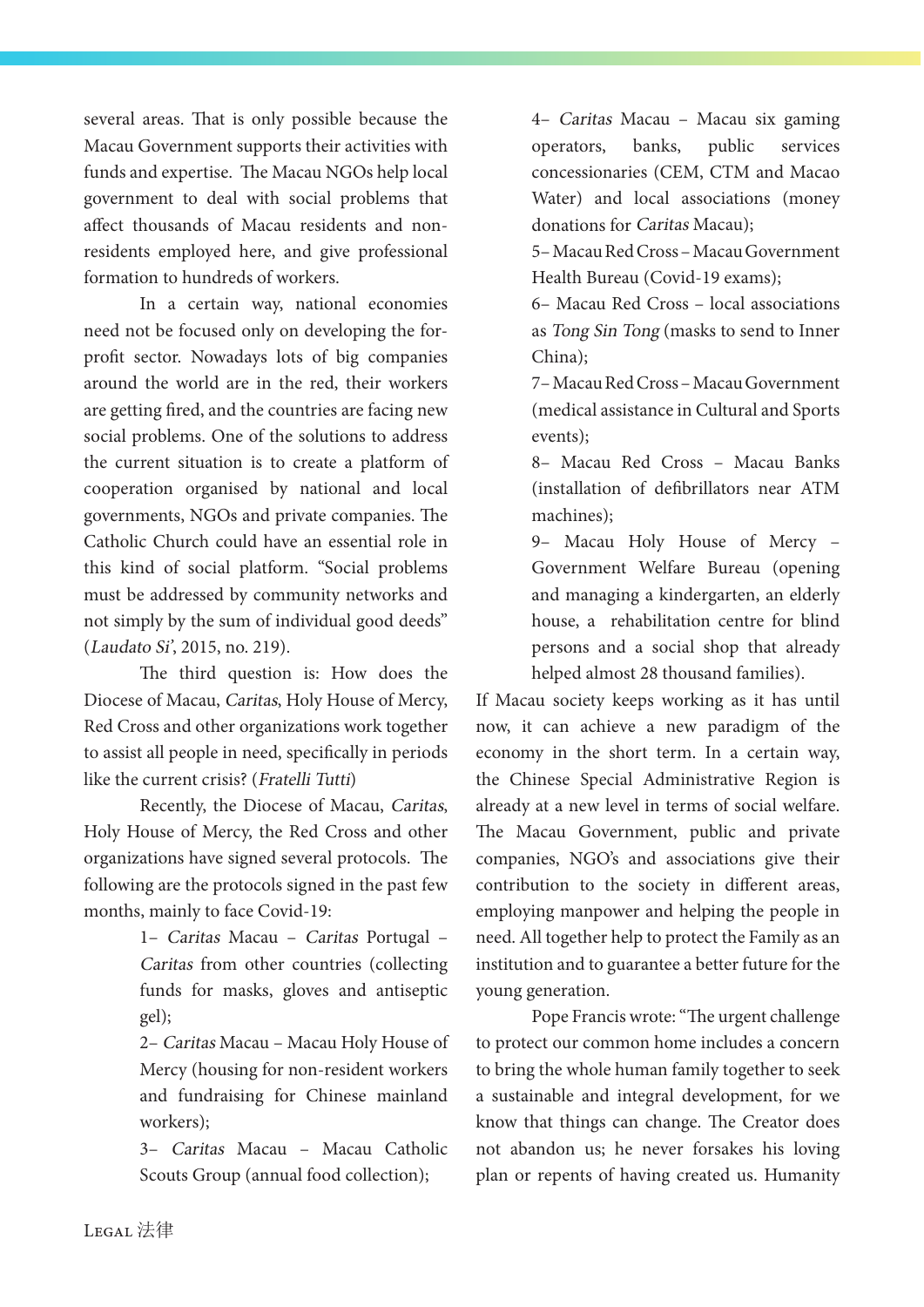several areas. That is only possible because the Macau Government supports their activities with funds and expertise. The Macau NGOs help local government to deal with social problems that affect thousands of Macau residents and non-residents employed here, and give professional formation to hundreds of workers.

In a certain way, national economies need not be focused only on developing the for-profit sector. Nowadays lots of big companies around the world are in the red, their workers are getting fired, and the countries are facing new social problems. One of the solutions to address the current situation is to create a platform of cooperation organised by national and local governments, NGOs and private companies. The Catholic Church could have an essential role in this kind of social platform. "Social problems must be addressed by community networks and not simply by the sum of individual good deeds" (*Laudato Si'*, 2015, no. 219).

The third question is: How does the Diocese of Macau, *Caritas*, Holy House of Mercy, Red Cross and other organizations work together to assist all people in need, specifically in periods like the current crisis? (*Fratelli Tutti*)

Recently, the Diocese of Macau, *Caritas*, Holy House of Mercy, the Red Cross and other organizations have signed several protocols. The following are the protocols signed in the past few months, mainly to face Covid-19:

1– *Caritas* Macau – *Caritas* Portugal – *Caritas* from other countries (collecting funds for masks, gloves and antiseptic gel);

2– *Caritas* Macau – Macau Holy House of Mercy (housing for non-resident workers and fundraising for Chinese mainland workers);

3– *Caritas* Macau – Macau Catholic Scouts Group (annual food collection);

4– *Caritas* Macau – Macau six gaming operators, banks, public services concessionaries (CEM, CTM and Macao Water) and local associations (money donations for *Caritas* Macau);

5– Macau Red Cross – Macau Government Health Bureau (Covid-19 exams);

6– Macau Red Cross – local associations as *Tong Sin Tong* (masks to send to Inner China);

7– Macau Red Cross – Macau Government (medical assistance in Cultural and Sports events);

8– Macau Red Cross – Macau Banks (installation of defibrillators near ATM machines);

9– Macau Holy House of Mercy – Government Welfare Bureau (opening and managing a kindergarten, an elderly house, a rehabilitation centre for blind persons and a social shop that already helped almost 28 thousand families).

If Macau society keeps working as it has until now, it can achieve a new paradigm of the economy in the short term. In a certain way, the Chinese Special Administrative Region is already at a new level in terms of social welfare. The Macau Government, public and private companies, NGO's and associations give their contribution to the society in different areas, employing manpower and helping the people in need. All together help to protect the Family as an institution and to guarantee a better future for the young generation.

Pope Francis wrote: "The urgent challenge to protect our common home includes a concern to bring the whole human family together to seek a sustainable and integral development, for we know that things can change. The Creator does not abandon us; he never forsakes his loving plan or repents of having created us. Humanity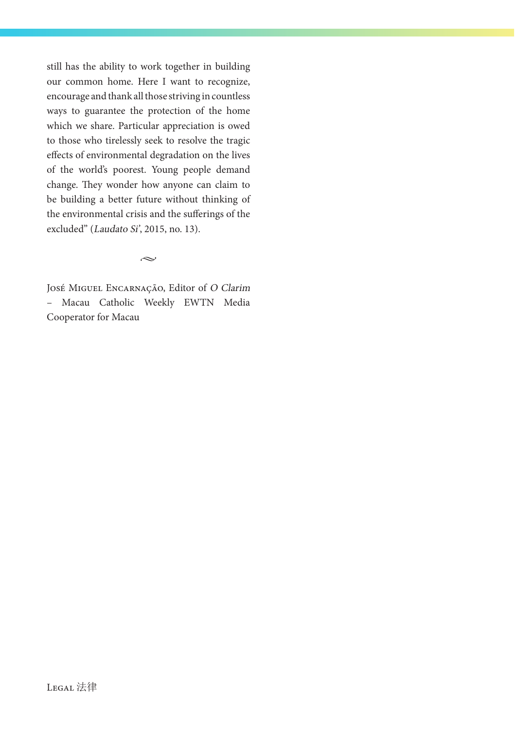still has the ability to work together in building our common home. Here I want to recognize, encourage and thank all those striving in countless ways to guarantee the protection of the home which we share. Particular appreciation is owed to those who tirelessly seek to resolve the tragic effects of environmental degradation on the lives of the world's poorest. Young people demand change. They wonder how anyone can claim to be building a better future without thinking of the environmental crisis and the sufferings of the excluded" (*Laudato Si'*, 2015, no. 13).

~

José Miguel Encarnação, Editor of *O Clarim* – Macau Catholic Weekly EWTN Media Cooperator for Macau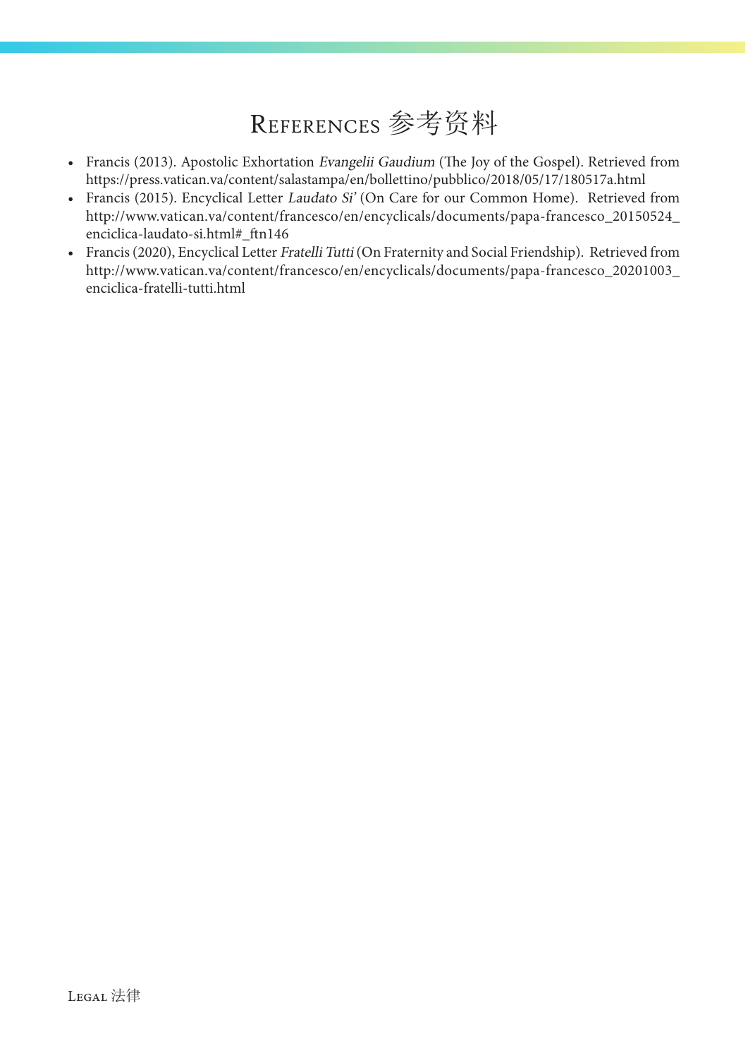# References 参考资料

- Francis (2013). Apostolic Exhortation *Evangelii Gaudium* (The Joy of the Gospel). Retrieved from https://press.vatican.va/content/salastampa/en/bollettino/pubblico/2018/05/17/180517a.html
- Francis (2015). Encyclical Letter *Laudato Si'* (On Care for our Common Home). Retrieved from http://www.vatican.va/content/francesco/en/encyclicals/documents/papa-francesco_20150524_enciclica-laudato-si.html#_ftn146
- Francis (2020), Encyclical Letter *Fratelli Tutti* (On Fraternity and Social Friendship). Retrieved from http://www.vatican.va/content/francesco/en/encyclicals/documents/papa-francesco_20201003_enciclica-fratelli-tutti.html